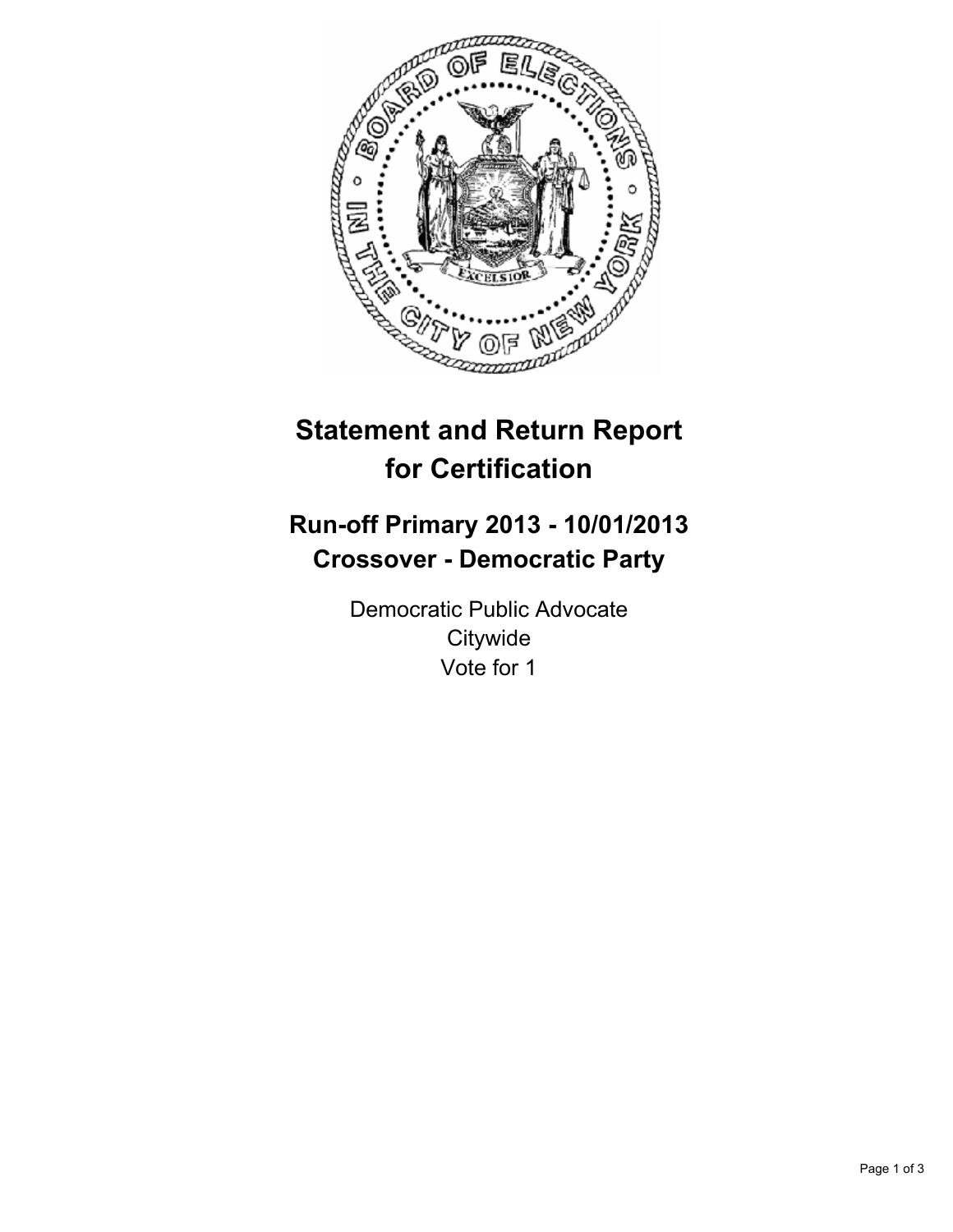# Statement and Return Report for Certification

## Run-off Primary 2013 - 10/01/2013
## Crossover - Democratic Party

Democratic Public Advocate
Citywide
Vote for 1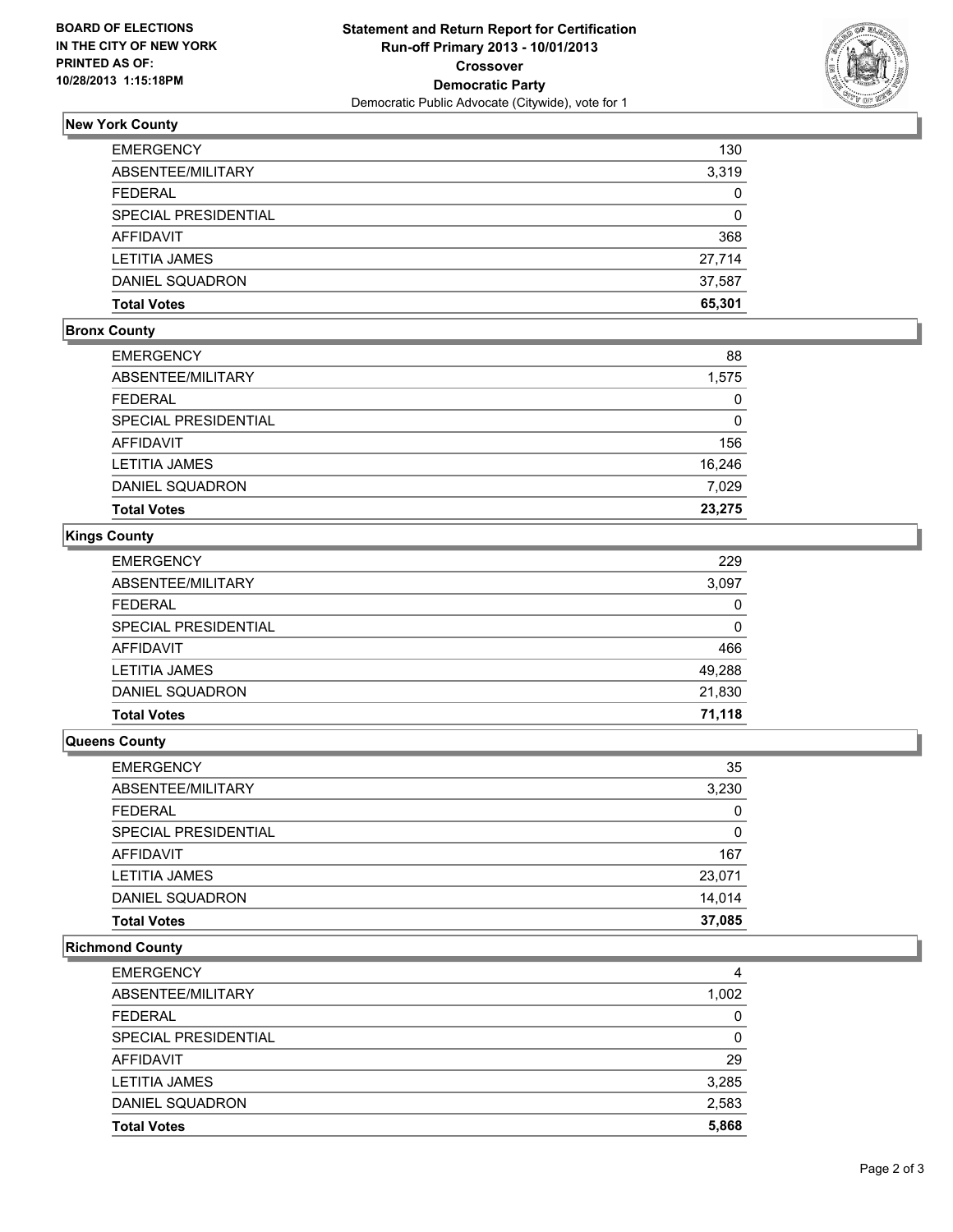BOARD OF ELECTIONS
IN THE CITY OF NEW YORK
PRINTED AS OF:
10/28/2013 1:15:18PM

# Statement and Return Report for Certification
## Run-off Primary 2013 - 10/01/2013
## Crossover
## Democratic Party
Democratic Public Advocate (Citywide), vote for 1

### New York County

| | |
|---|---|
| EMERGENCY | 130 |
| ABSENTEE/MILITARY | 3,319 |
| FEDERAL | 0 |
| SPECIAL PRESIDENTIAL | 0 |
| AFFIDAVIT | 368 |
| LETITIA JAMES | 27,714 |
| DANIEL SQUADRON | 37,587 |
| **Total Votes** | **65,301** |

### Bronx County

| | |
|---|---|
| EMERGENCY | 88 |
| ABSENTEE/MILITARY | 1,575 |
| FEDERAL | 0 |
| SPECIAL PRESIDENTIAL | 0 |
| AFFIDAVIT | 156 |
| LETITIA JAMES | 16,246 |
| DANIEL SQUADRON | 7,029 |
| **Total Votes** | **23,275** |

### Kings County

| | |
|---|---|
| EMERGENCY | 229 |
| ABSENTEE/MILITARY | 3,097 |
| FEDERAL | 0 |
| SPECIAL PRESIDENTIAL | 0 |
| AFFIDAVIT | 466 |
| LETITIA JAMES | 49,288 |
| DANIEL SQUADRON | 21,830 |
| **Total Votes** | **71,118** |

### Queens County

| | |
|---|---|
| EMERGENCY | 35 |
| ABSENTEE/MILITARY | 3,230 |
| FEDERAL | 0 |
| SPECIAL PRESIDENTIAL | 0 |
| AFFIDAVIT | 167 |
| LETITIA JAMES | 23,071 |
| DANIEL SQUADRON | 14,014 |
| **Total Votes** | **37,085** |

### Richmond County

| | |
|---|---|
| EMERGENCY | 4 |
| ABSENTEE/MILITARY | 1,002 |
| FEDERAL | 0 |
| SPECIAL PRESIDENTIAL | 0 |
| AFFIDAVIT | 29 |
| LETITIA JAMES | 3,285 |
| DANIEL SQUADRON | 2,583 |
| **Total Votes** | **5,868** |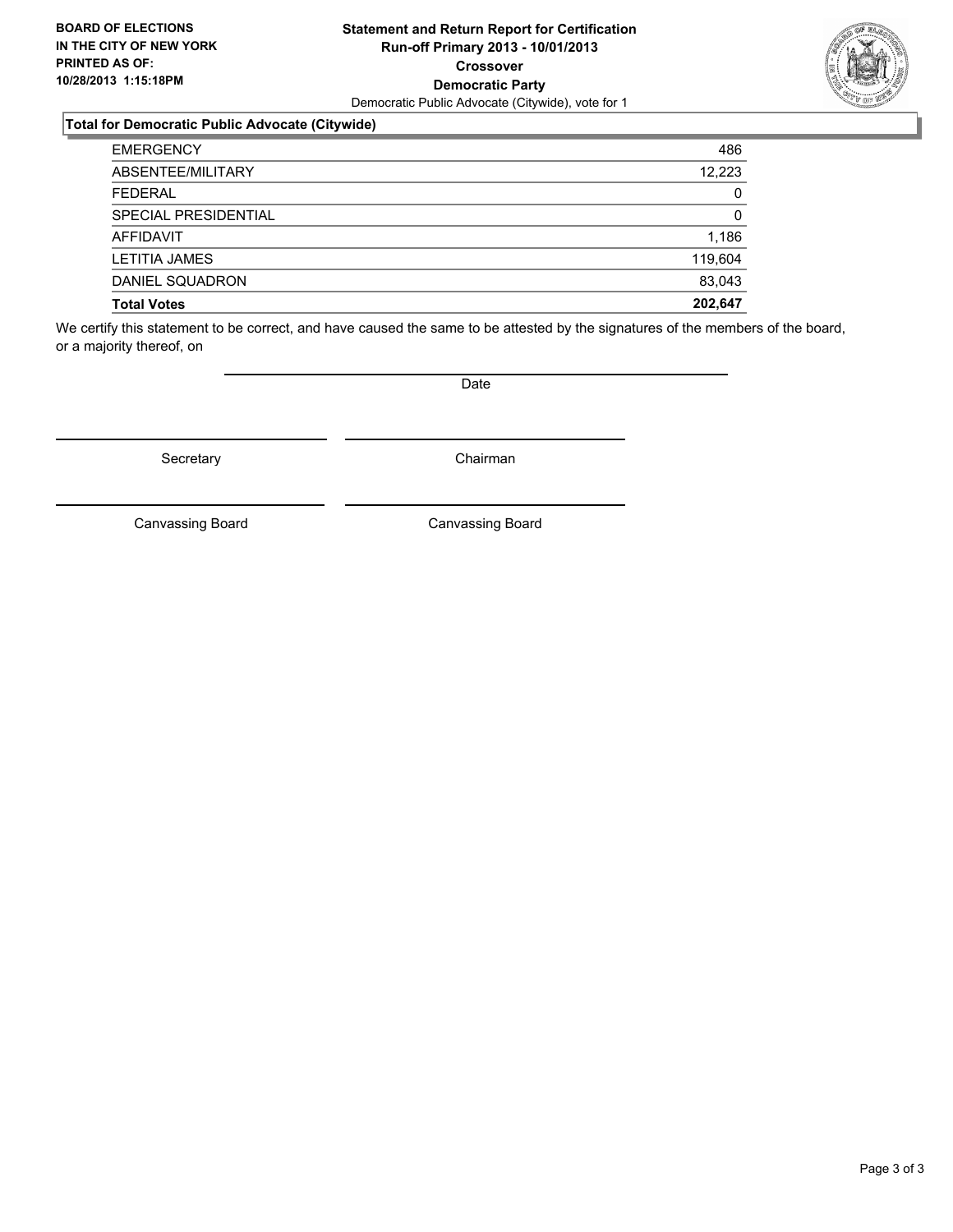**BOARD OF ELECTIONS IN THE CITY OF NEW YORK**
**PRINTED AS OF: 10/28/2013 1:15:18PM**

**Statement and Return Report for Certification**
**Run-off Primary 2013 - 10/01/2013**
**Crossover**
**Democratic Party**
Democratic Public Advocate (Citywide), vote for 1

### Total for Democratic Public Advocate (Citywide)

| | |
|---|---|
| EMERGENCY | 486 |
| ABSENTEE/MILITARY | 12,223 |
| FEDERAL | 0 |
| SPECIAL PRESIDENTIAL | 0 |
| AFFIDAVIT | 1,186 |
| LETITIA JAMES | 119,604 |
| DANIEL SQUADRON | 83,043 |
| **Total Votes** | **202,647** |

We certify this statement to be correct, and have caused the same to be attested by the signatures of the members of the board, or a majority thereof, on

Date

Secretary

Chairman

Canvassing Board

Canvassing Board